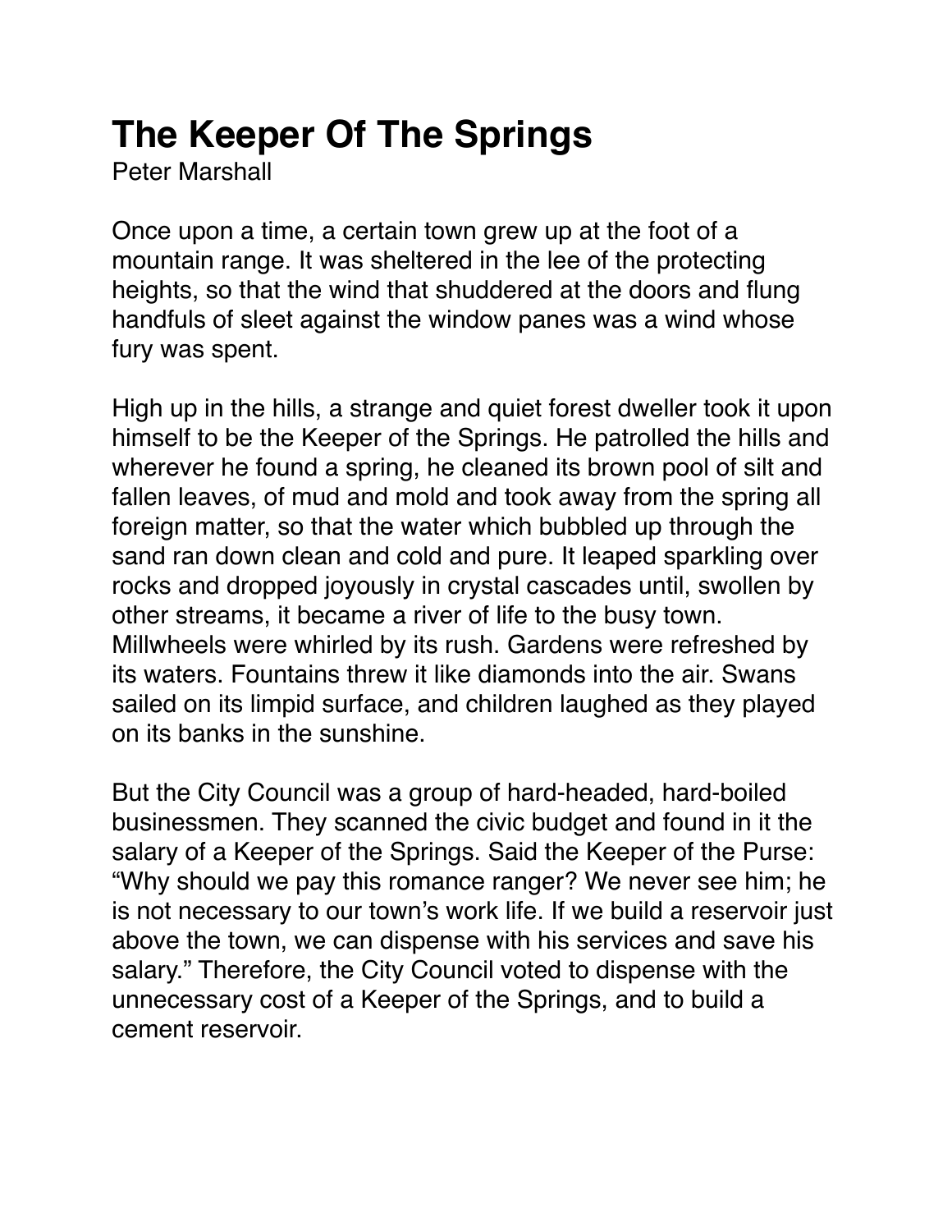# The Keeper Of The Springs

Peter Marshall

Once upon a time, a certain town grew up at the foot of a mountain range. It was sheltered in the lee of the protecting heights, so that the wind that shuddered at the doors and flung handfuls of sleet against the window panes was a wind whose fury was spent.

High up in the hills, a strange and quiet forest dweller took it upon himself to be the Keeper of the Springs. He patrolled the hills and wherever he found a spring, he cleaned its brown pool of silt and fallen leaves, of mud and mold and took away from the spring all foreign matter, so that the water which bubbled up through the sand ran down clean and cold and pure. It leaped sparkling over rocks and dropped joyously in crystal cascades until, swollen by other streams, it became a river of life to the busy town. Millwheels were whirled by its rush. Gardens were refreshed by its waters. Fountains threw it like diamonds into the air. Swans sailed on its limpid surface, and children laughed as they played on its banks in the sunshine.

But the City Council was a group of hard-headed, hard-boiled businessmen. They scanned the civic budget and found in it the salary of a Keeper of the Springs. Said the Keeper of the Purse: “Why should we pay this romance ranger? We never see him; he is not necessary to our town’s work life. If we build a reservoir just above the town, we can dispense with his services and save his salary.” Therefore, the City Council voted to dispense with the unnecessary cost of a Keeper of the Springs, and to build a cement reservoir.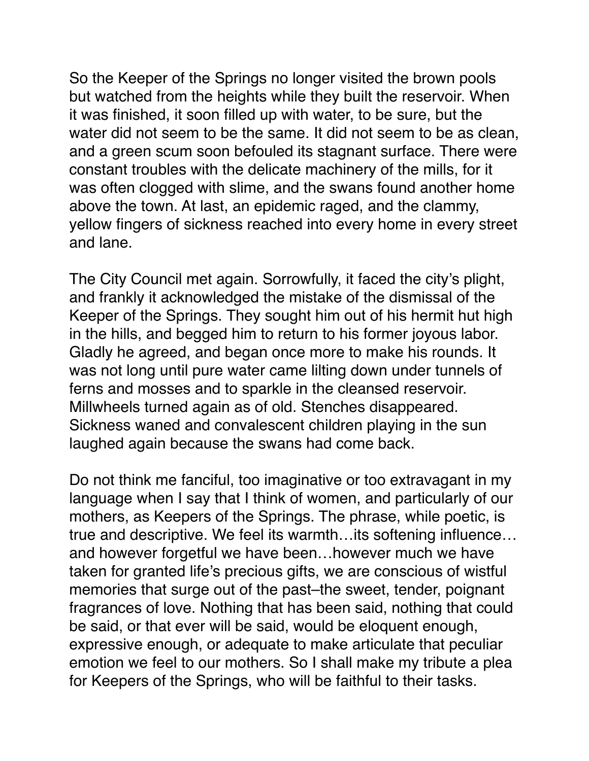So the Keeper of the Springs no longer visited the brown pools but watched from the heights while they built the reservoir. When it was finished, it soon filled up with water, to be sure, but the water did not seem to be the same. It did not seem to be as clean, and a green scum soon befouled its stagnant surface. There were constant troubles with the delicate machinery of the mills, for it was often clogged with slime, and the swans found another home above the town. At last, an epidemic raged, and the clammy, yellow fingers of sickness reached into every home in every street and lane.

The City Council met again. Sorrowfully, it faced the city's plight, and frankly it acknowledged the mistake of the dismissal of the Keeper of the Springs. They sought him out of his hermit hut high in the hills, and begged him to return to his former joyous labor. Gladly he agreed, and began once more to make his rounds. It was not long until pure water came lilting down under tunnels of ferns and mosses and to sparkle in the cleansed reservoir. Millwheels turned again as of old. Stenches disappeared. Sickness waned and convalescent children playing in the sun laughed again because the swans had come back.

Do not think me fanciful, too imaginative or too extravagant in my language when I say that I think of women, and particularly of our mothers, as Keepers of the Springs. The phrase, while poetic, is true and descriptive. We feel its warmth…its softening influence…and however forgetful we have been…however much we have taken for granted life's precious gifts, we are conscious of wistful memories that surge out of the past–the sweet, tender, poignant fragrances of love. Nothing that has been said, nothing that could be said, or that ever will be said, would be eloquent enough, expressive enough, or adequate to make articulate that peculiar emotion we feel to our mothers. So I shall make my tribute a plea for Keepers of the Springs, who will be faithful to their tasks.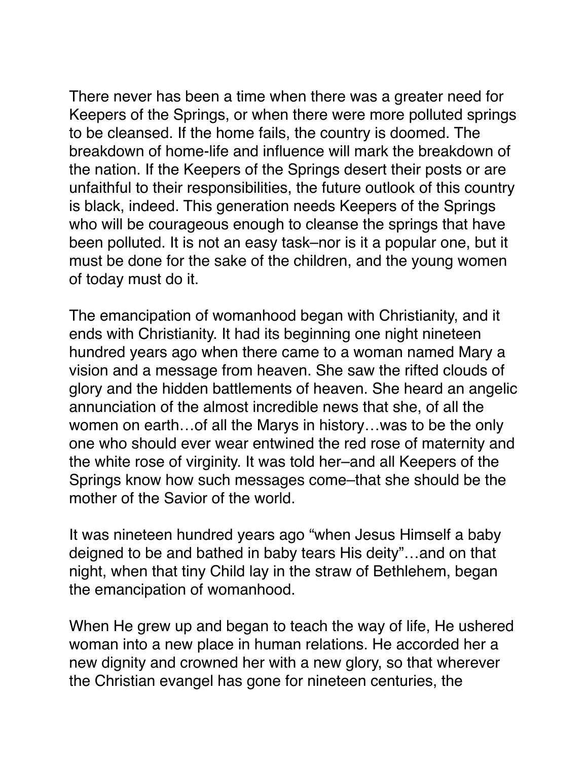There never has been a time when there was a greater need for Keepers of the Springs, or when there were more polluted springs to be cleansed. If the home fails, the country is doomed. The breakdown of home-life and influence will mark the breakdown of the nation. If the Keepers of the Springs desert their posts or are unfaithful to their responsibilities, the future outlook of this country is black, indeed. This generation needs Keepers of the Springs who will be courageous enough to cleanse the springs that have been polluted. It is not an easy task–nor is it a popular one, but it must be done for the sake of the children, and the young women of today must do it.

The emancipation of womanhood began with Christianity, and it ends with Christianity. It had its beginning one night nineteen hundred years ago when there came to a woman named Mary a vision and a message from heaven. She saw the rifted clouds of glory and the hidden battlements of heaven. She heard an angelic annunciation of the almost incredible news that she, of all the women on earth…of all the Marys in history…was to be the only one who should ever wear entwined the red rose of maternity and the white rose of virginity. It was told her–and all Keepers of the Springs know how such messages come–that she should be the mother of the Savior of the world.

It was nineteen hundred years ago "when Jesus Himself a baby deigned to be and bathed in baby tears His deity"…and on that night, when that tiny Child lay in the straw of Bethlehem, began the emancipation of womanhood.

When He grew up and began to teach the way of life, He ushered woman into a new place in human relations. He accorded her a new dignity and crowned her with a new glory, so that wherever the Christian evangel has gone for nineteen centuries, the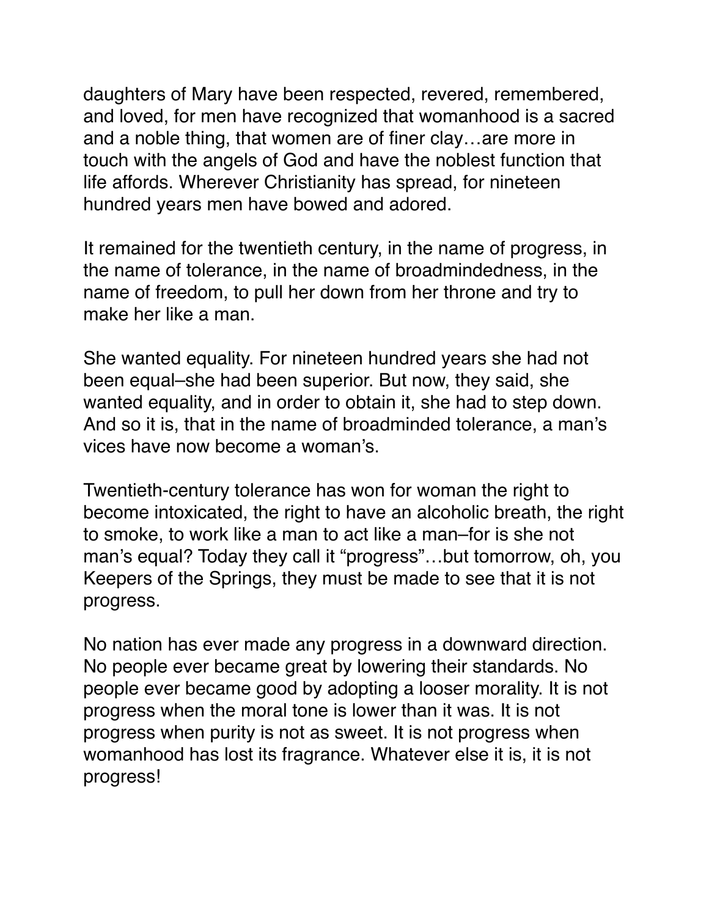daughters of Mary have been respected, revered, remembered, and loved, for men have recognized that womanhood is a sacred and a noble thing, that women are of finer clay…are more in touch with the angels of God and have the noblest function that life affords. Wherever Christianity has spread, for nineteen hundred years men have bowed and adored.

It remained for the twentieth century, in the name of progress, in the name of tolerance, in the name of broadmindedness, in the name of freedom, to pull her down from her throne and try to make her like a man.

She wanted equality. For nineteen hundred years she had not been equal–she had been superior. But now, they said, she wanted equality, and in order to obtain it, she had to step down. And so it is, that in the name of broadminded tolerance, a man's vices have now become a woman's.

Twentieth-century tolerance has won for woman the right to become intoxicated, the right to have an alcoholic breath, the right to smoke, to work like a man to act like a man–for is she not man's equal? Today they call it "progress"…but tomorrow, oh, you Keepers of the Springs, they must be made to see that it is not progress.

No nation has ever made any progress in a downward direction. No people ever became great by lowering their standards. No people ever became good by adopting a looser morality. It is not progress when the moral tone is lower than it was. It is not progress when purity is not as sweet. It is not progress when womanhood has lost its fragrance. Whatever else it is, it is not progress!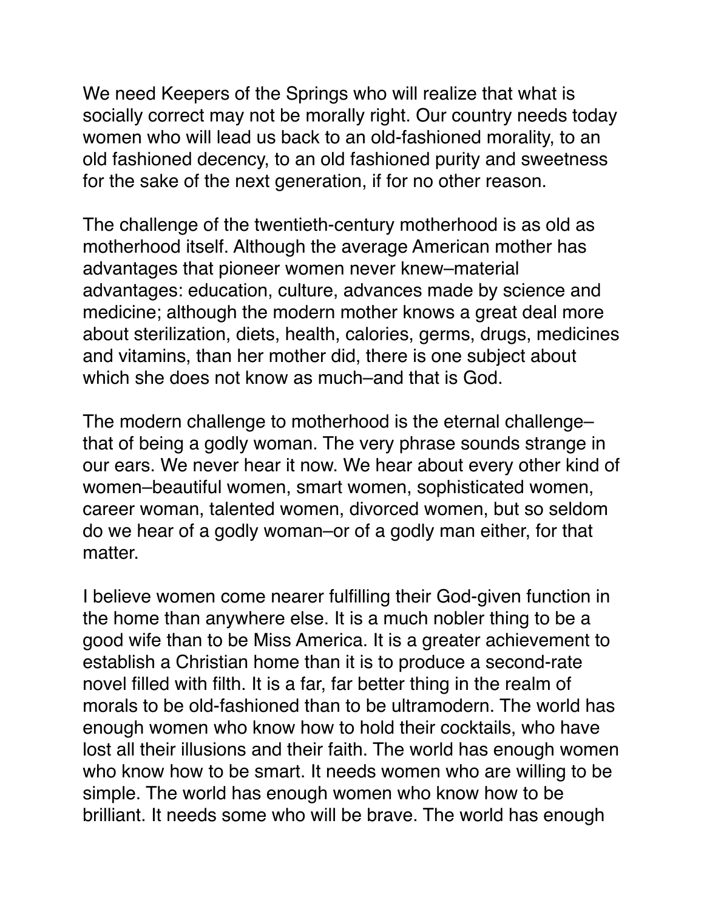We need Keepers of the Springs who will realize that what is socially correct may not be morally right. Our country needs today women who will lead us back to an old-fashioned morality, to an old fashioned decency, to an old fashioned purity and sweetness for the sake of the next generation, if for no other reason.

The challenge of the twentieth-century motherhood is as old as motherhood itself. Although the average American mother has advantages that pioneer women never knew–material advantages: education, culture, advances made by science and medicine; although the modern mother knows a great deal more about sterilization, diets, health, calories, germs, drugs, medicines and vitamins, than her mother did, there is one subject about which she does not know as much–and that is God.

The modern challenge to motherhood is the eternal challenge–that of being a godly woman. The very phrase sounds strange in our ears. We never hear it now. We hear about every other kind of women–beautiful women, smart women, sophisticated women, career woman, talented women, divorced women, but so seldom do we hear of a godly woman–or of a godly man either, for that matter.

I believe women come nearer fulfilling their God-given function in the home than anywhere else. It is a much nobler thing to be a good wife than to be Miss America. It is a greater achievement to establish a Christian home than it is to produce a second-rate novel filled with filth. It is a far, far better thing in the realm of morals to be old-fashioned than to be ultramodern. The world has enough women who know how to hold their cocktails, who have lost all their illusions and their faith. The world has enough women who know how to be smart. It needs women who are willing to be simple. The world has enough women who know how to be brilliant. It needs some who will be brave. The world has enough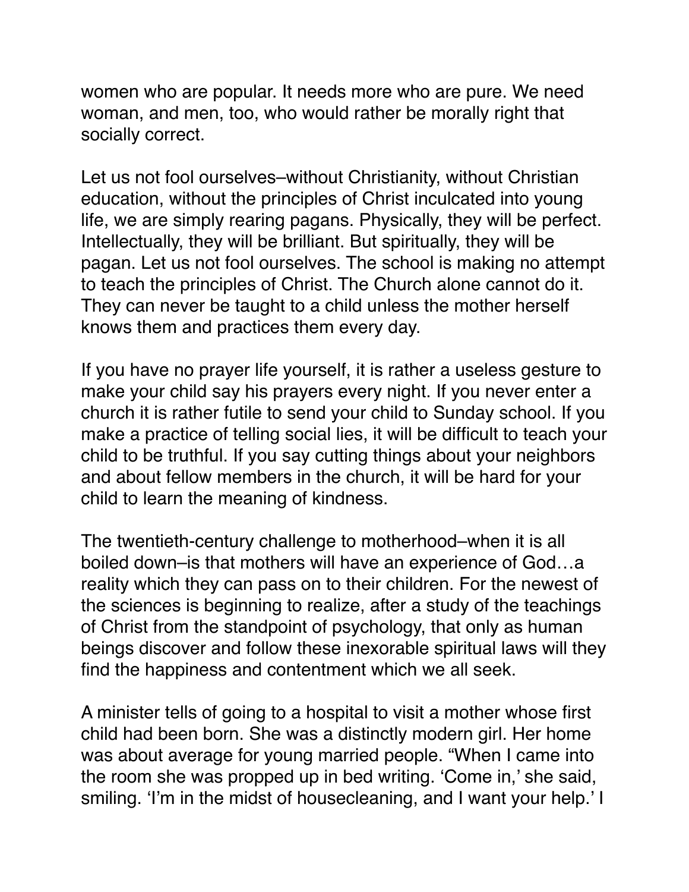women who are popular. It needs more who are pure. We need woman, and men, too, who would rather be morally right that socially correct.

Let us not fool ourselves–without Christianity, without Christian education, without the principles of Christ inculcated into young life, we are simply rearing pagans. Physically, they will be perfect. Intellectually, they will be brilliant. But spiritually, they will be pagan. Let us not fool ourselves. The school is making no attempt to teach the principles of Christ. The Church alone cannot do it. They can never be taught to a child unless the mother herself knows them and practices them every day.

If you have no prayer life yourself, it is rather a useless gesture to make your child say his prayers every night. If you never enter a church it is rather futile to send your child to Sunday school. If you make a practice of telling social lies, it will be difficult to teach your child to be truthful. If you say cutting things about your neighbors and about fellow members in the church, it will be hard for your child to learn the meaning of kindness.

The twentieth-century challenge to motherhood–when it is all boiled down–is that mothers will have an experience of God…a reality which they can pass on to their children. For the newest of the sciences is beginning to realize, after a study of the teachings of Christ from the standpoint of psychology, that only as human beings discover and follow these inexorable spiritual laws will they find the happiness and contentment which we all seek.

A minister tells of going to a hospital to visit a mother whose first child had been born. She was a distinctly modern girl. Her home was about average for young married people. "When I came into the room she was propped up in bed writing. 'Come in,' she said, smiling. 'I'm in the midst of housecleaning, and I want your help.' I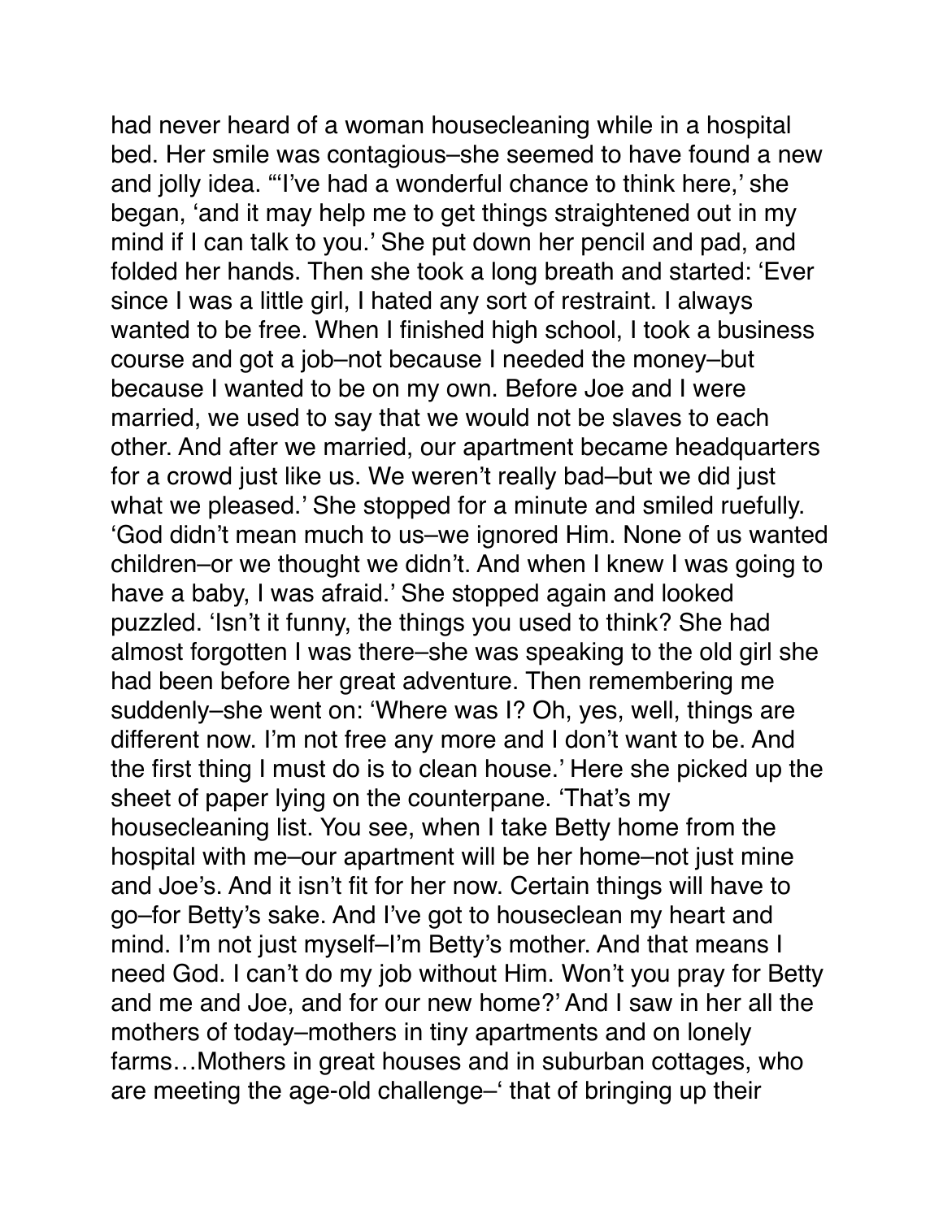had never heard of a woman housecleaning while in a hospital bed. Her smile was contagious–she seemed to have found a new and jolly idea. "'I've had a wonderful chance to think here,' she began, 'and it may help me to get things straightened out in my mind if I can talk to you.' She put down her pencil and pad, and folded her hands. Then she took a long breath and started: 'Ever since I was a little girl, I hated any sort of restraint. I always wanted to be free. When I finished high school, I took a business course and got a job–not because I needed the money–but because I wanted to be on my own. Before Joe and I were married, we used to say that we would not be slaves to each other. And after we married, our apartment became headquarters for a crowd just like us. We weren't really bad–but we did just what we pleased.' She stopped for a minute and smiled ruefully. 'God didn't mean much to us–we ignored Him. None of us wanted children–or we thought we didn't. And when I knew I was going to have a baby, I was afraid.' She stopped again and looked puzzled. 'Isn't it funny, the things you used to think? She had almost forgotten I was there–she was speaking to the old girl she had been before her great adventure. Then remembering me suddenly–she went on: 'Where was I? Oh, yes, well, things are different now. I'm not free any more and I don't want to be. And the first thing I must do is to clean house.' Here she picked up the sheet of paper lying on the counterpane. 'That's my housecleaning list. You see, when I take Betty home from the hospital with me–our apartment will be her home–not just mine and Joe's. And it isn't fit for her now. Certain things will have to go–for Betty's sake. And I've got to houseclean my heart and mind. I'm not just myself–I'm Betty's mother. And that means I need God. I can't do my job without Him. Won't you pray for Betty and me and Joe, and for our new home?' And I saw in her all the mothers of today–mothers in tiny apartments and on lonely farms…Mothers in great houses and in suburban cottages, who are meeting the age-old challenge–' that of bringing up their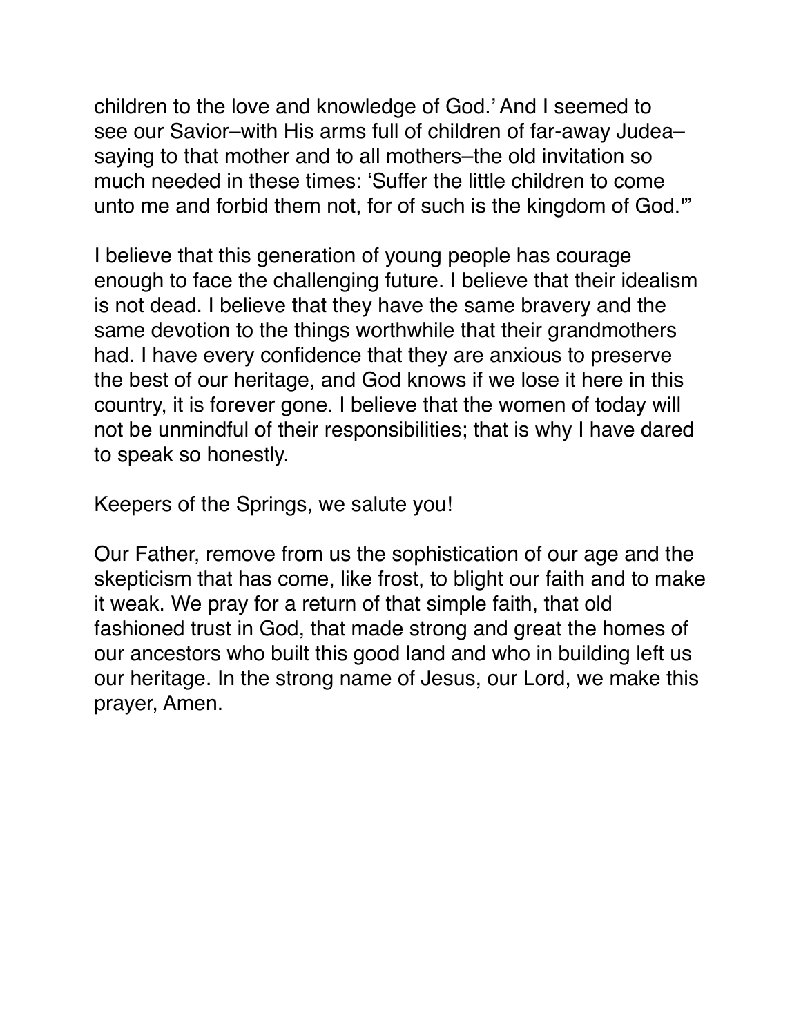children to the love and knowledge of God.' And I seemed to see our Savior–with His arms full of children of far-away Judea–saying to that mother and to all mothers–the old invitation so much needed in these times: 'Suffer the little children to come unto me and forbid them not, for of such is the kingdom of God.'"

I believe that this generation of young people has courage enough to face the challenging future. I believe that their idealism is not dead. I believe that they have the same bravery and the same devotion to the things worthwhile that their grandmothers had. I have every confidence that they are anxious to preserve the best of our heritage, and God knows if we lose it here in this country, it is forever gone. I believe that the women of today will not be unmindful of their responsibilities; that is why I have dared to speak so honestly.

Keepers of the Springs, we salute you!

Our Father, remove from us the sophistication of our age and the skepticism that has come, like frost, to blight our faith and to make it weak. We pray for a return of that simple faith, that old fashioned trust in God, that made strong and great the homes of our ancestors who built this good land and who in building left us our heritage. In the strong name of Jesus, our Lord, we make this prayer, Amen.